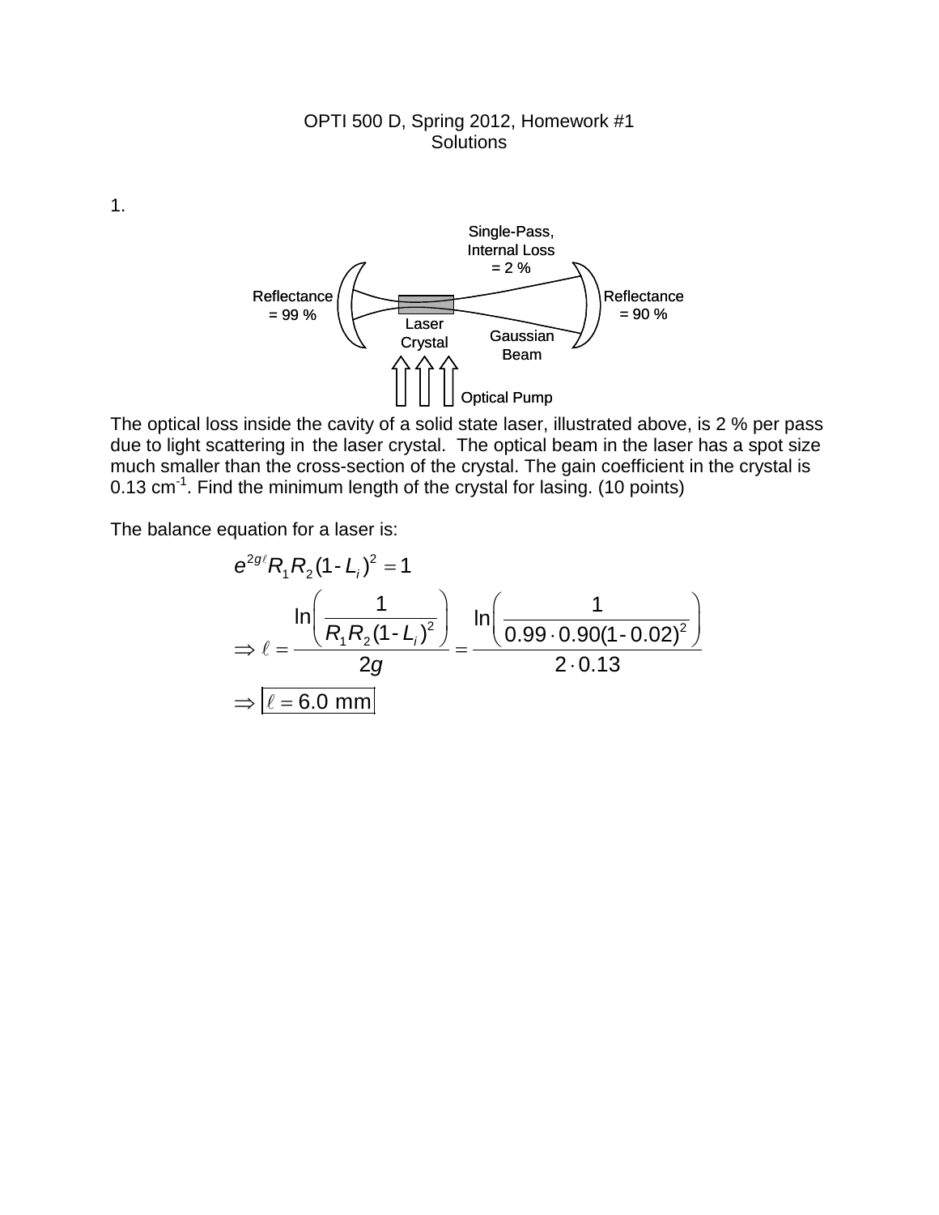OPTI 500 D, Spring 2012, Homework #1
Solutions

1.

Single-Pass,
Internal Loss
= 2 %

Reflectance
= 99 %

Reflectance
= 90 %

Laser
Crystal

Gaussian
Beam

Optical Pump

The optical loss inside the cavity of a solid state laser, illustrated above, is 2 % per pass due to light scattering in the laser crystal. The optical beam in the laser has a spot size much smaller than the cross-section of the crystal. The gain coefficient in the crystal is 0.13 cm$^{-1}$. Find the minimum length of the crystal for lasing. (10 points)

The balance equation for a laser is:

$$e^{2g\ell} R_1 R_2 (1 - L_i)^2 = 1$$

$$\Rightarrow \ell = \frac{\ln\left(\frac{1}{R_1 R_2 (1 - L_i)^2}\right)}{2g} = \frac{\ln\left(\frac{1}{0.99 \cdot 0.90(1 - 0.02)^2}\right)}{2 \cdot 0.13}$$

$$\Rightarrow \boxed{\ell = 6.0 \text{ mm}}$$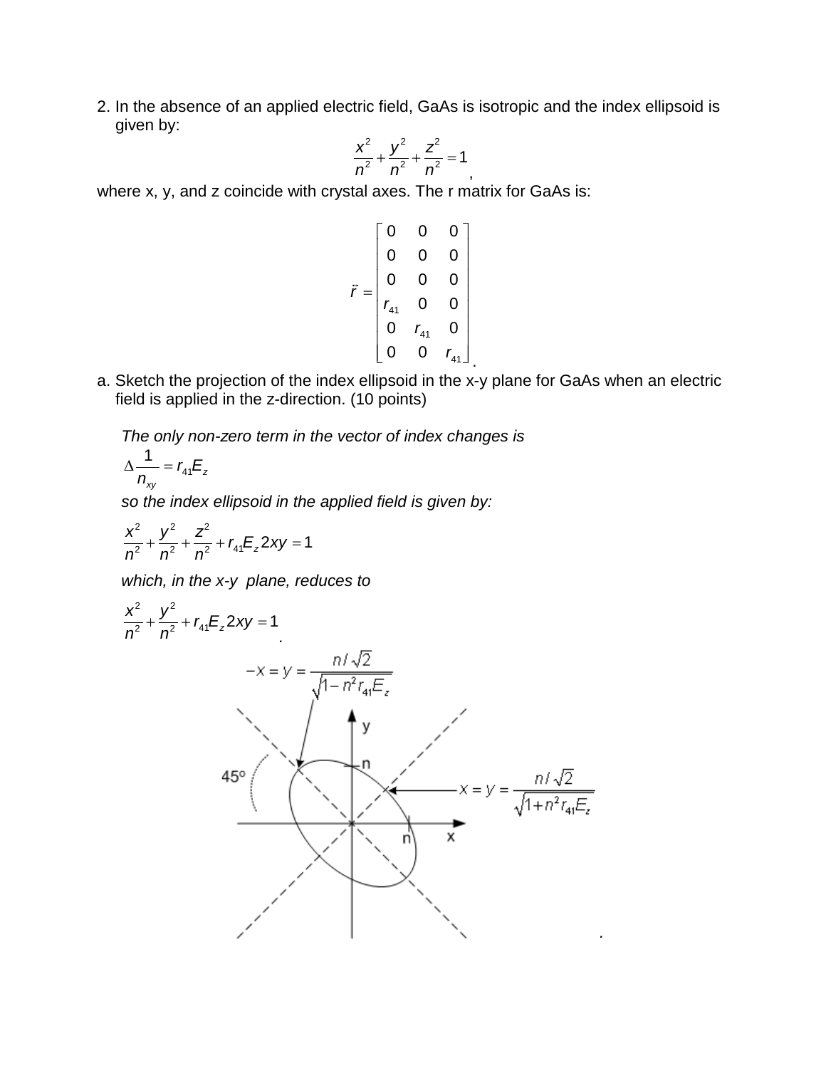2. In the absence of an applied electric field, GaAs is isotropic and the index ellipsoid is given by:

$$\frac{x^2}{n^2}+\frac{y^2}{n^2}+\frac{z^2}{n^2}=1,$$

where x, y, and z coincide with crystal axes. The r matrix for GaAs is:

$$\ddot{r}=\begin{bmatrix} 0 & 0 & 0 \\ 0 & 0 & 0 \\ 0 & 0 & 0 \\ r_{41} & 0 & 0 \\ 0 & r_{41} & 0 \\ 0 & 0 & r_{41} \end{bmatrix}.$$

a. Sketch the projection of the index ellipsoid in the x-y plane for GaAs when an electric field is applied in the z-direction. (10 points)

*The only non-zero term in the vector of index changes is*

$$\Delta\frac{1}{n_{xy}}=r_{41}E_z$$

*so the index ellipsoid in the applied field is given by:*

$$\frac{x^2}{n^2}+\frac{y^2}{n^2}+\frac{z^2}{n^2}+r_{41}E_z 2xy=1$$

*which, in the x-y plane, reduces to*

$$\frac{x^2}{n^2}+\frac{y^2}{n^2}+r_{41}E_z 2xy=1.$$

$$-x=y=\frac{n/\sqrt{2}}{\sqrt{1-n^2r_{41}E_z}}$$

y

n

45°

$$x=y=\frac{n/\sqrt{2}}{\sqrt{1+n^2r_{41}E_z}}$$

n

x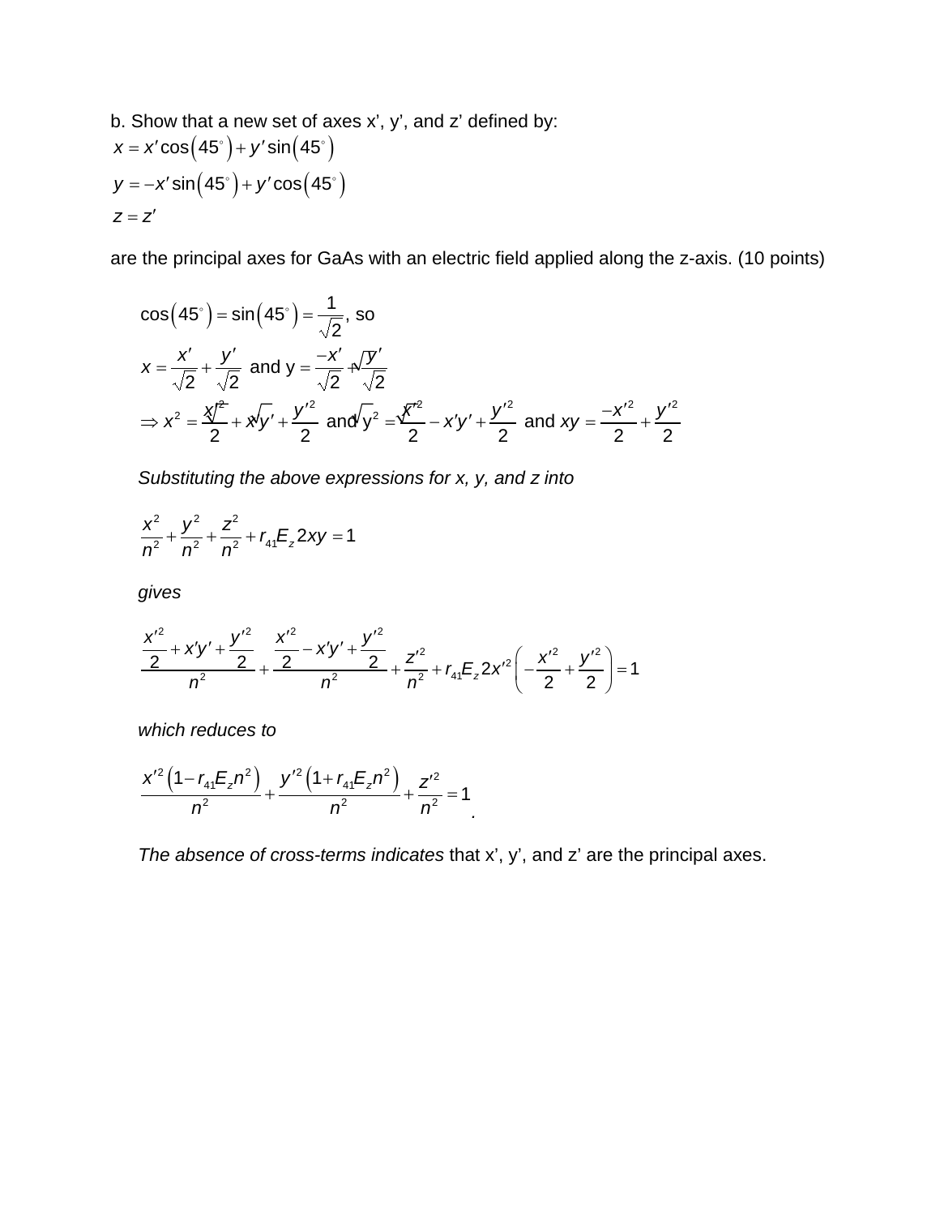b. Show that a new set of axes x', y', and z' defined by:

$$x = x'\cos\left(45^\circ\right) + y'\sin\left(45^\circ\right)$$

$$y = -x'\sin\left(45^\circ\right) + y'\cos\left(45^\circ\right)$$

$$z = z'$$

are the principal axes for GaAs with an electric field applied along the z-axis. (10 points)

$$\cos\left(45^\circ\right) = \sin\left(45^\circ\right) = \frac{1}{\sqrt{2}}, \text{ so}$$

$$x = \frac{x'}{\sqrt{2}} + \frac{y'}{\sqrt{2}} \text{ and } y = \frac{-x'}{\sqrt{2}} + \frac{y'}{\sqrt{2}}$$

$$\Rightarrow x^2 = \frac{x'^2}{2} + x'y' + \frac{y'^2}{2} \text{ and } y^2 = \frac{x'^2}{2} - x'y' + \frac{y'^2}{2} \text{ and } xy = \frac{-x'^2}{2} + \frac{y'^2}{2}$$

*Substituting the above expressions for x, y, and z into*

$$\frac{x^2}{n^2} + \frac{y^2}{n^2} + \frac{z^2}{n^2} + r_{41}E_z 2xy = 1$$

*gives*

$$\frac{\frac{x'^2}{2} + x'y' + \frac{y'^2}{2}}{n^2} + \frac{\frac{x'^2}{2} - x'y' + \frac{y'^2}{2}}{n^2} + \frac{z'^2}{n^2} + r_{41}E_z 2x'^2\left(-\frac{x'^2}{2} + \frac{y'^2}{2}\right) = 1$$

*which reduces to*

$$\frac{x'^2\left(1 - r_{41}E_z n^2\right)}{n^2} + \frac{y'^2\left(1 + r_{41}E_z n^2\right)}{n^2} + \frac{z'^2}{n^2} = 1.$$

*The absence of cross-terms indicates* that x', y', and z' are the principal axes.